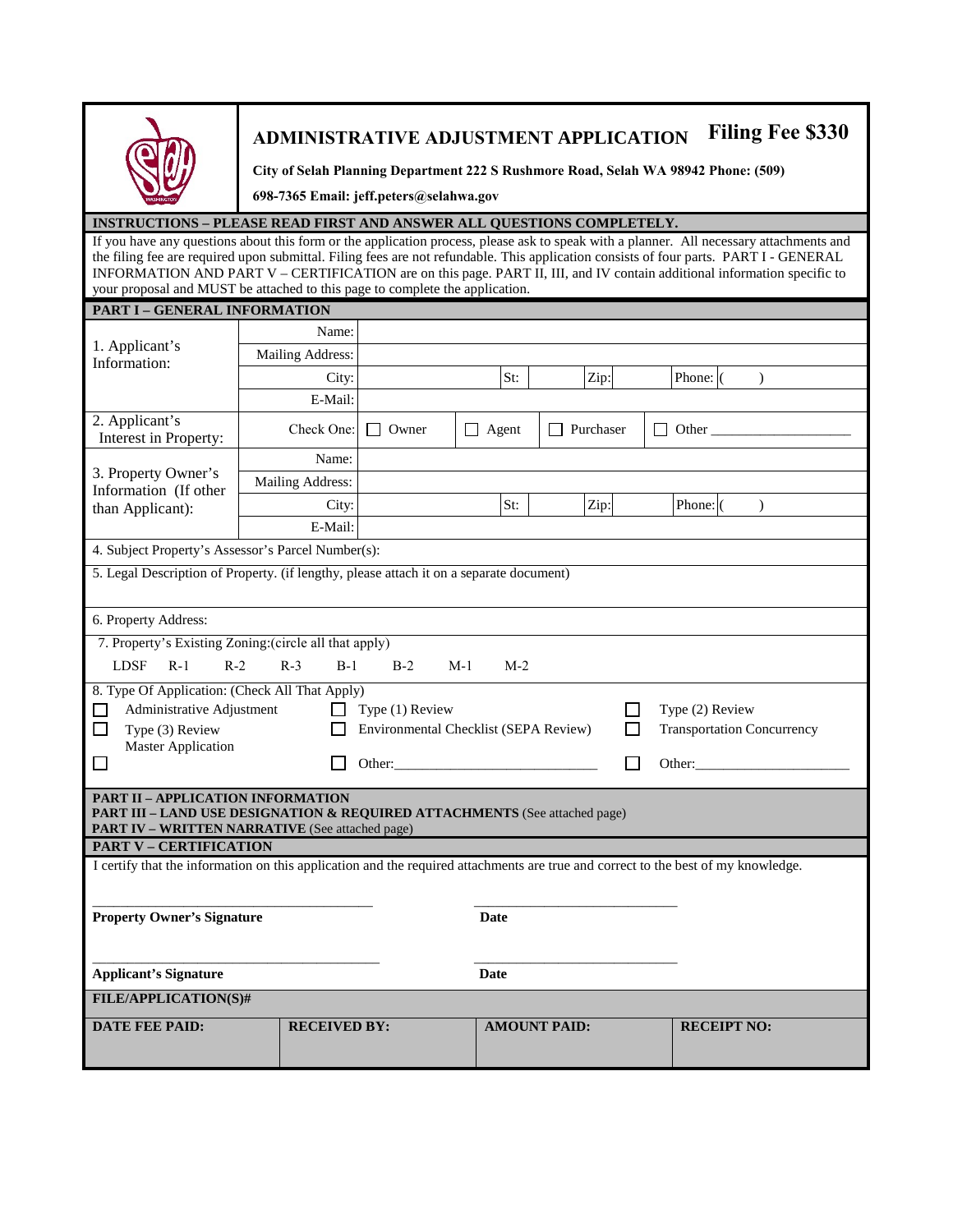# ADMINISTRATIVE ADJUSTMENT APPLICATION

**Filing Fee $330**

**City of Selah Planning Department 222 S Rushmore Road, Selah WA 98942 Phone: (509) 698-7365 Email: jeff.peters@selahwa.gov**

## INSTRUCTIONS – PLEASE READ FIRST AND ANSWER ALL QUESTIONS COMPLETELY.

If you have any questions about this form or the application process, please ask to speak with a planner. All necessary attachments and the filing fee are required upon submittal. Filing fees are not refundable. This application consists of four parts. PART I - GENERAL INFORMATION AND PART V – CERTIFICATION are on this page. PART II, III, and IV contain additional information specific to your proposal and MUST be attached to this page to complete the application.

## PART I – GENERAL INFORMATION

| | | | | | | | |
|---|---|---|---|---|---|---|---|
| 1. Applicant's Information: | Name: | | | | | | |
| | Mailing Address: | | | | | | |
| | City: | | St: | | Zip: | | Phone: ( ) |
| | E-Mail: | | | | | | |
| 2. Applicant's Interest in Property: | Check One: | ☐ Owner | ☐ Agent | | ☐ Purchaser | | ☐ Other ___________________ |
| 3. Property Owner's Information (If other than Applicant): | Name: | | | | | | |
| | Mailing Address: | | | | | | |
| | City: | | St: | | Zip: | | Phone: ( ) |
| | E-Mail: | | | | | | |

4. Subject Property's Assessor's Parcel Number(s):

5. Legal Description of Property. (if lengthy, please attach it on a separate document)

6. Property Address:

7. Property's Existing Zoning:(circle all that apply)

LDSF R-1 R-2 R-3 B-1 B-2 M-1 M-2

8. Type Of Application: (Check All That Apply)

- ☐ Administrative Adjustment
- ☐ Type (1) Review
- ☐ Type (2) Review
- ☐ Type (3) Review Master Application
- ☐ Environmental Checklist (SEPA Review)
- ☐ Transportation Concurrency
- ☐
- ☐ Other:_____________________________
- ☐ Other:______________________

**PART II – APPLICATION INFORMATION**
**PART III – LAND USE DESIGNATION & REQUIRED ATTACHMENTS** (See attached page)
**PART IV – WRITTEN NARRATIVE** (See attached page)

## PART V – CERTIFICATION

I certify that the information on this application and the required attachments are true and correct to the best of my knowledge.

_______________________________________ _____________________________
**Property Owner's Signature** **Date**

_______________________________________ _____________________________
**Applicant's Signature** **Date**

**FILE/APPLICATION(S)#**

| DATE FEE PAID: | RECEIVED BY: | AMOUNT PAID: | RECEIPT NO: |
|---|---|---|---|
| | | | |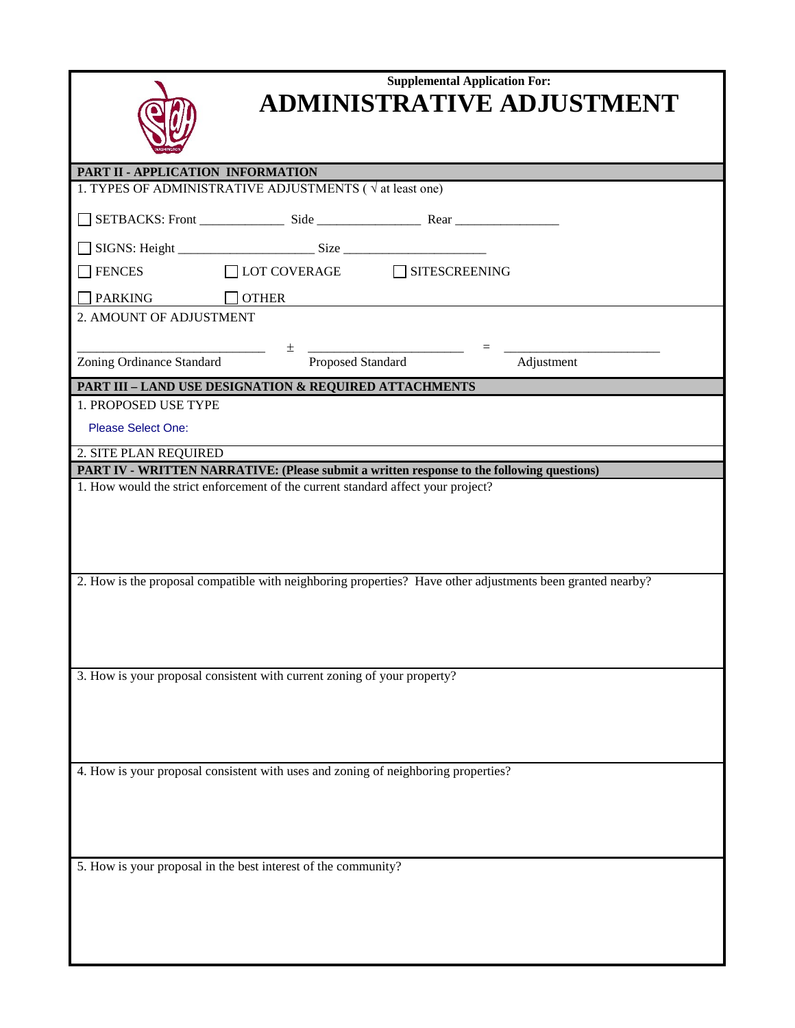**Supplemental Application For:**

# ADMINISTRATIVE ADJUSTMENT

## PART II - APPLICATION INFORMATION

1. TYPES OF ADMINISTRATIVE ADJUSTMENTS ( √ at least one)

☐ SETBACKS: Front _____________ Side ________________ Rear ________________

☐ SIGNS: Height _____________________ Size ______________________

☐ FENCES ☐ LOT COVERAGE ☐ SITESCREENING

☐ PARKING ☐ OTHER

2. AMOUNT OF ADJUSTMENT

____________________________ ± ________________________ = ________________________

Zoning Ordinance Standard | Proposed Standard | Adjustment

## PART III – LAND USE DESIGNATION & REQUIRED ATTACHMENTS

1. PROPOSED USE TYPE

Please Select One:

2. SITE PLAN REQUIRED

## PART IV - WRITTEN NARRATIVE: (Please submit a written response to the following questions)

1. How would the strict enforcement of the current standard affect your project?

2. How is the proposal compatible with neighboring properties? Have other adjustments been granted nearby?

3. How is your proposal consistent with current zoning of your property?

4. How is your proposal consistent with uses and zoning of neighboring properties?

5. How is your proposal in the best interest of the community?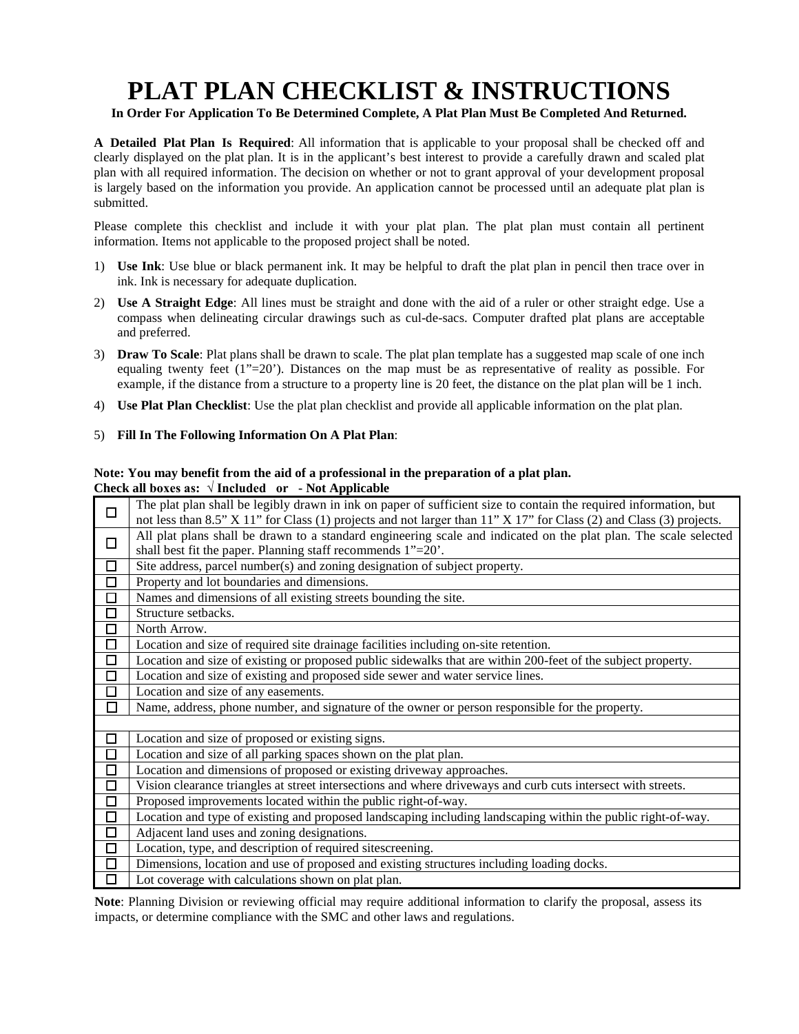# PLAT PLAN CHECKLIST & INSTRUCTIONS

**In Order For Application To Be Determined Complete, A Plat Plan Must Be Completed And Returned.**

**A Detailed Plat Plan Is Required**: All information that is applicable to your proposal shall be checked off and clearly displayed on the plat plan. It is in the applicant's best interest to provide a carefully drawn and scaled plat plan with all required information. The decision on whether or not to grant approval of your development proposal is largely based on the information you provide. An application cannot be processed until an adequate plat plan is submitted.

Please complete this checklist and include it with your plat plan. The plat plan must contain all pertinent information. Items not applicable to the proposed project shall be noted.

1) **Use Ink**: Use blue or black permanent ink. It may be helpful to draft the plat plan in pencil then trace over in ink. Ink is necessary for adequate duplication.
2) **Use A Straight Edge**: All lines must be straight and done with the aid of a ruler or other straight edge. Use a compass when delineating circular drawings such as cul-de-sacs. Computer drafted plat plans are acceptable and preferred.
3) **Draw To Scale**: Plat plans shall be drawn to scale. The plat plan template has a suggested map scale of one inch equaling twenty feet (1"=20'). Distances on the map must be as representative of reality as possible. For example, if the distance from a structure to a property line is 20 feet, the distance on the plat plan will be 1 inch.
4) **Use Plat Plan Checklist**: Use the plat plan checklist and provide all applicable information on the plat plan.
5) **Fill In The Following Information On A Plat Plan**:

**Note: You may benefit from the aid of a professional in the preparation of a plat plan.**
**Check all boxes as: √ Included or - Not Applicable**

| | |
|---|---|
| ☐ | The plat plan shall be legibly drawn in ink on paper of sufficient size to contain the required information, but not less than 8.5" X 11" for Class (1) projects and not larger than 11" X 17" for Class (2) and Class (3) projects. |
| ☐ | All plat plans shall be drawn to a standard engineering scale and indicated on the plat plan. The scale selected shall best fit the paper. Planning staff recommends 1"=20'. |
| ☐ | Site address, parcel number(s) and zoning designation of subject property. |
| ☐ | Property and lot boundaries and dimensions. |
| ☐ | Names and dimensions of all existing streets bounding the site. |
| ☐ | Structure setbacks. |
| ☐ | North Arrow. |
| ☐ | Location and size of required site drainage facilities including on-site retention. |
| ☐ | Location and size of existing or proposed public sidewalks that are within 200-feet of the subject property. |
| ☐ | Location and size of existing and proposed side sewer and water service lines. |
| ☐ | Location and size of any easements. |
| ☐ | Name, address, phone number, and signature of the owner or person responsible for the property. |
| | |
| ☐ | Location and size of proposed or existing signs. |
| ☐ | Location and size of all parking spaces shown on the plat plan. |
| ☐ | Location and dimensions of proposed or existing driveway approaches. |
| ☐ | Vision clearance triangles at street intersections and where driveways and curb cuts intersect with streets. |
| ☐ | Proposed improvements located within the public right-of-way. |
| ☐ | Location and type of existing and proposed landscaping including landscaping within the public right-of-way. |
| ☐ | Adjacent land uses and zoning designations. |
| ☐ | Location, type, and description of required sitescreening. |
| ☐ | Dimensions, location and use of proposed and existing structures including loading docks. |
| ☐ | Lot coverage with calculations shown on plat plan. |

**Note**: Planning Division or reviewing official may require additional information to clarify the proposal, assess its impacts, or determine compliance with the SMC and other laws and regulations.